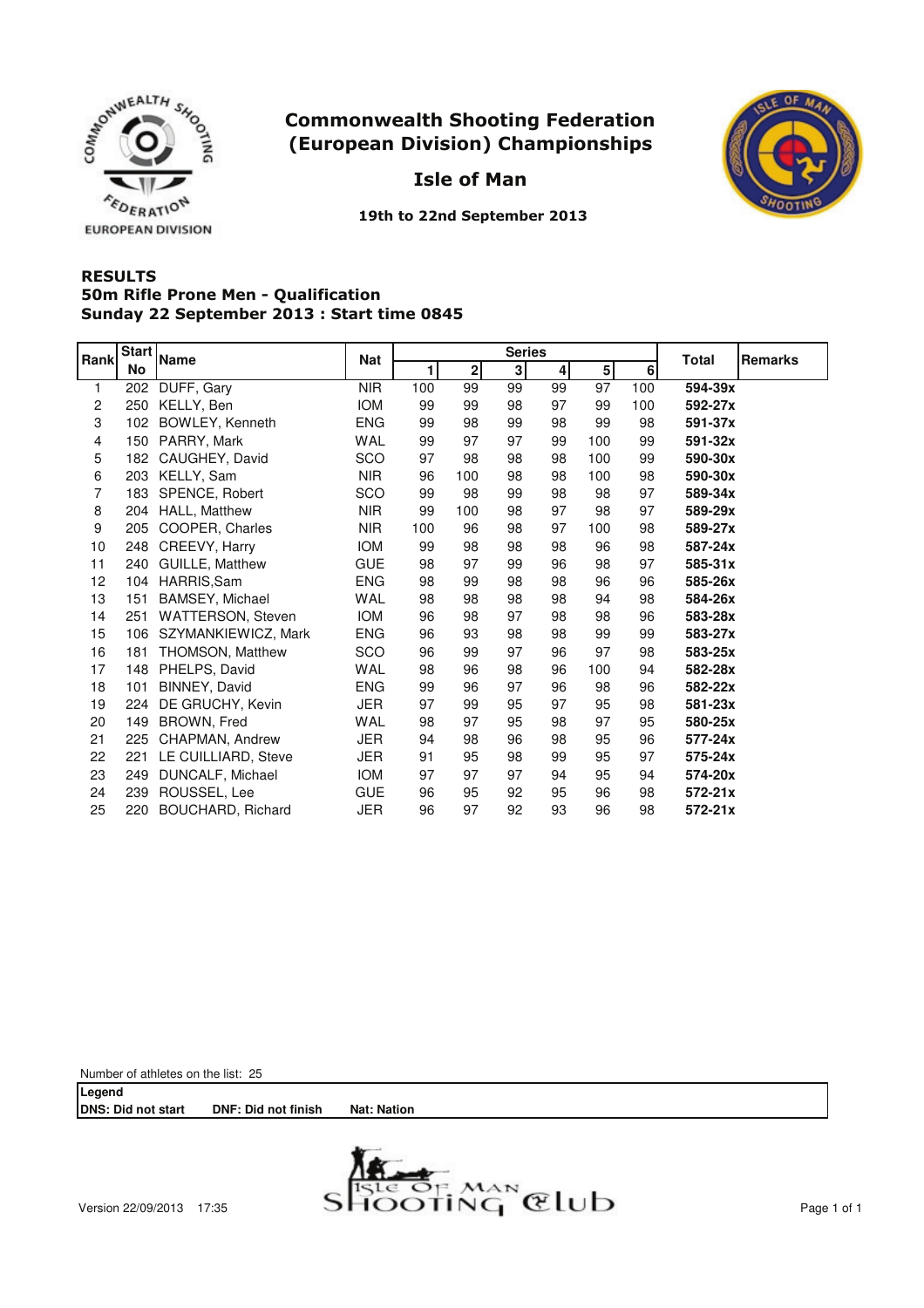# Commonwealth Shooting Federation (European Division) Championships

## Isle of Man

**19th to 22nd September 2013**

### RESULTS
### 50m Rifle Prone Men - Qualification
### Sunday 22 September 2013 : Start time 0845

| Rank | Start No | Name | Nat | Series 1 | 2 | 3 | 4 | 5 | 6 | Total | Remarks |
|---|---|---|---|---|---|---|---|---|---|---|---|
| 1 | 202 | DUFF, Gary | NIR | 100 | 99 | 99 | 99 | 97 | 100 | **594-39x** | |
| 2 | 250 | KELLY, Ben | IOM | 99 | 99 | 98 | 97 | 99 | 100 | **592-27x** | |
| 3 | 102 | BOWLEY, Kenneth | ENG | 99 | 98 | 99 | 98 | 99 | 98 | **591-37x** | |
| 4 | 150 | PARRY, Mark | WAL | 99 | 97 | 97 | 99 | 100 | 99 | **591-32x** | |
| 5 | 182 | CAUGHEY, David | SCO | 97 | 98 | 98 | 98 | 100 | 99 | **590-30x** | |
| 6 | 203 | KELLY, Sam | NIR | 96 | 100 | 98 | 98 | 100 | 98 | **590-30x** | |
| 7 | 183 | SPENCE, Robert | SCO | 99 | 98 | 99 | 98 | 98 | 97 | **589-34x** | |
| 8 | 204 | HALL, Matthew | NIR | 99 | 100 | 98 | 97 | 98 | 97 | **589-29x** | |
| 9 | 205 | COOPER, Charles | NIR | 100 | 96 | 98 | 97 | 100 | 98 | **589-27x** | |
| 10 | 248 | CREEVY, Harry | IOM | 99 | 98 | 98 | 98 | 96 | 98 | **587-24x** | |
| 11 | 240 | GUILLE, Matthew | GUE | 98 | 97 | 99 | 96 | 98 | 97 | **585-31x** | |
| 12 | 104 | HARRIS,Sam | ENG | 98 | 99 | 98 | 98 | 96 | 96 | **585-26x** | |
| 13 | 151 | BAMSEY, Michael | WAL | 98 | 98 | 98 | 98 | 94 | 98 | **584-26x** | |
| 14 | 251 | WATTERSON, Steven | IOM | 96 | 98 | 97 | 98 | 98 | 96 | **583-28x** | |
| 15 | 106 | SZYMANKIEWICZ, Mark | ENG | 96 | 93 | 98 | 98 | 99 | 99 | **583-27x** | |
| 16 | 181 | THOMSON, Matthew | SCO | 96 | 99 | 97 | 96 | 97 | 98 | **583-25x** | |
| 17 | 148 | PHELPS, David | WAL | 98 | 96 | 98 | 96 | 100 | 94 | **582-28x** | |
| 18 | 101 | BINNEY, David | ENG | 99 | 96 | 97 | 96 | 98 | 96 | **582-22x** | |
| 19 | 224 | DE GRUCHY, Kevin | JER | 97 | 99 | 95 | 97 | 95 | 98 | **581-23x** | |
| 20 | 149 | BROWN, Fred | WAL | 98 | 97 | 95 | 98 | 97 | 95 | **580-25x** | |
| 21 | 225 | CHAPMAN, Andrew | JER | 94 | 98 | 96 | 98 | 95 | 96 | **577-24x** | |
| 22 | 221 | LE CUILLIARD, Steve | JER | 91 | 95 | 98 | 99 | 95 | 97 | **575-24x** | |
| 23 | 249 | DUNCALF, Michael | IOM | 97 | 97 | 97 | 94 | 95 | 94 | **574-20x** | |
| 24 | 239 | ROUSSEL, Lee | GUE | 96 | 95 | 92 | 95 | 96 | 98 | **572-21x** | |
| 25 | 220 | BOUCHARD, Richard | JER | 96 | 97 | 92 | 93 | 96 | 98 | **572-21x** | |

Number of athletes on the list: 25

**Legend**
**DNS: Did not start** **DNF: Did not finish** **Nat: Nation**

Version 22/09/2013 17:35

Isle of Man Shooting Club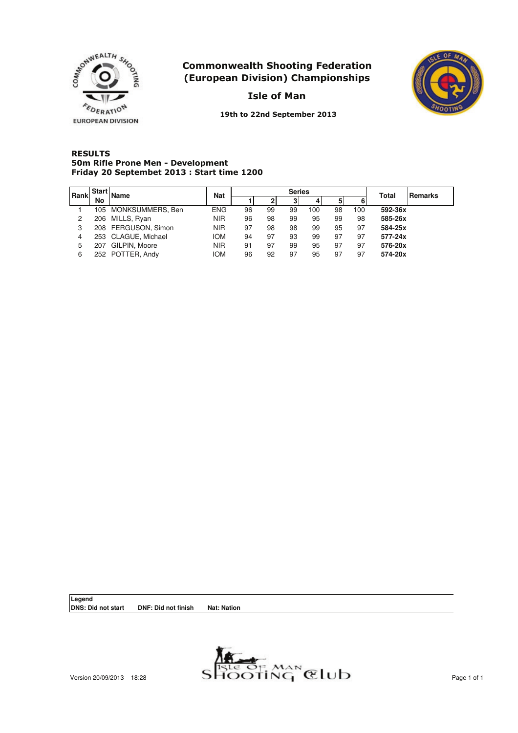# Commonwealth Shooting Federation (European Division) Championships

## Isle of Man

19th to 22nd September 2013

### RESULTS
### 50m Rifle Prone Men - Development
### Friday 20 Septembet 2013 : Start time 1200

| Rank | Start No | Name | Nat | Series | | | | | | Total | Remarks |
|---|---|---|---|---|---|---|---|---|---|---|---|
| | | | | 1 | 2 | 3 | 4 | 5 | 6 | | |
| 1 | 105 | MONKSUMMERS, Ben | ENG | 96 | 99 | 99 | 100 | 98 | 100 | **592-36x** | |
| 2 | 206 | MILLS, Ryan | NIR | 96 | 98 | 99 | 95 | 99 | 98 | **585-26x** | |
| 3 | 208 | FERGUSON, Simon | NIR | 97 | 98 | 98 | 99 | 95 | 97 | **584-25x** | |
| 4 | 253 | CLAGUE, Michael | IOM | 94 | 97 | 93 | 99 | 97 | 97 | **577-24x** | |
| 5 | 207 | GILPIN, Moore | NIR | 91 | 97 | 99 | 95 | 97 | 97 | **576-20x** | |
| 6 | 252 | POTTER, Andy | IOM | 96 | 92 | 97 | 95 | 97 | 97 | **574-20x** | |

**Legend**
**DNS: Did not start** **DNF: Did not finish** **Nat: Nation**

Version 20/09/2013 18:28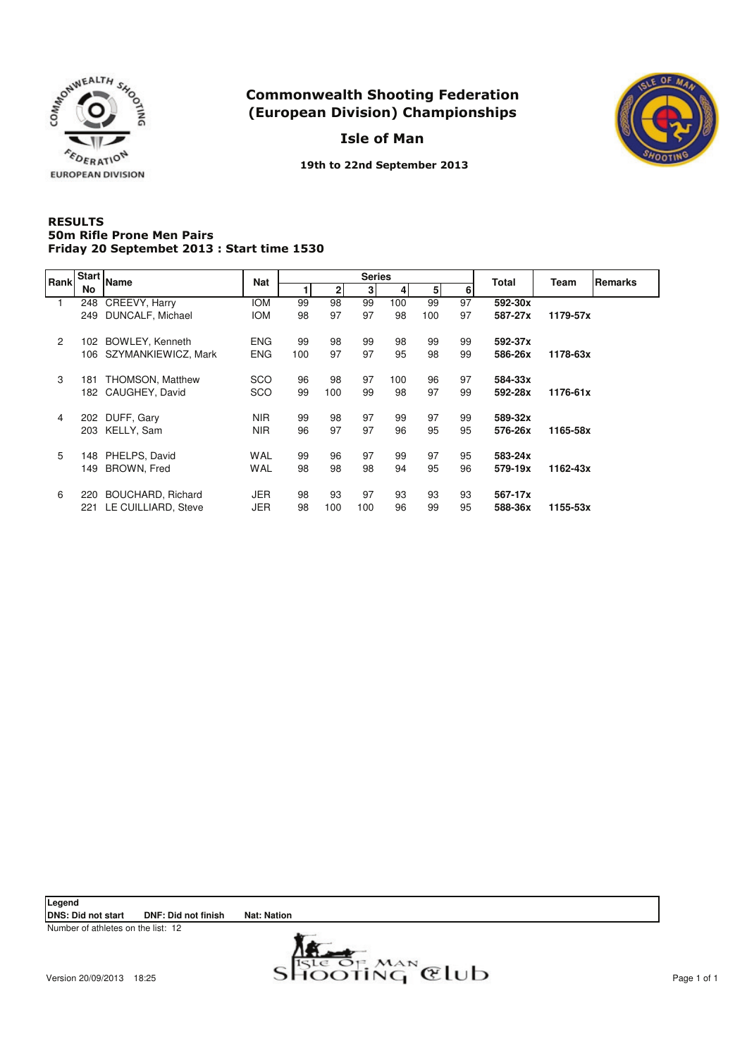# Commonwealth Shooting Federation (European Division) Championships

## Isle of Man

19th to 22nd September 2013

**RESULTS**
**50m Rifle Prone Men Pairs**
**Friday 20 Septembet 2013 : Start time 1530**

| Rank | Start No | Name | Nat | Series 1 | 2 | 3 | 4 | 5 | 6 | Total | Team | Remarks |
|---|---|---|---|---|---|---|---|---|---|---|---|---|
| 1 | 248 | CREEVY, Harry | IOM | 99 | 98 | 99 | 100 | 99 | 97 | **592-30x** | | |
| | 249 | DUNCALF, Michael | IOM | 98 | 97 | 97 | 98 | 100 | 97 | **587-27x** | **1179-57x** | |
| 2 | 102 | BOWLEY, Kenneth | ENG | 99 | 98 | 99 | 98 | 99 | 99 | **592-37x** | | |
| | 106 | SZYMANKIEWICZ, Mark | ENG | 100 | 97 | 97 | 95 | 98 | 99 | **586-26x** | **1178-63x** | |
| 3 | 181 | THOMSON, Matthew | SCO | 96 | 98 | 97 | 100 | 96 | 97 | **584-33x** | | |
| | 182 | CAUGHEY, David | SCO | 99 | 100 | 99 | 98 | 97 | 99 | **592-28x** | **1176-61x** | |
| 4 | 202 | DUFF, Gary | NIR | 99 | 98 | 97 | 99 | 97 | 99 | **589-32x** | | |
| | 203 | KELLY, Sam | NIR | 96 | 97 | 97 | 96 | 95 | 95 | **576-26x** | **1165-58x** | |
| 5 | 148 | PHELPS, David | WAL | 99 | 96 | 97 | 99 | 97 | 95 | **583-24x** | | |
| | 149 | BROWN, Fred | WAL | 98 | 98 | 98 | 94 | 95 | 96 | **579-19x** | **1162-43x** | |
| 6 | 220 | BOUCHARD, Richard | JER | 98 | 93 | 97 | 93 | 93 | 93 | **567-17x** | | |
| | 221 | LE CUILLIARD, Steve | JER | 98 | 100 | 100 | 96 | 99 | 95 | **588-36x** | **1155-53x** | |

**Legend**
**DNS: Did not start** **DNF: Did not finish** **Nat: Nation**

Number of athletes on the list: 12

Version 20/09/2013 18:25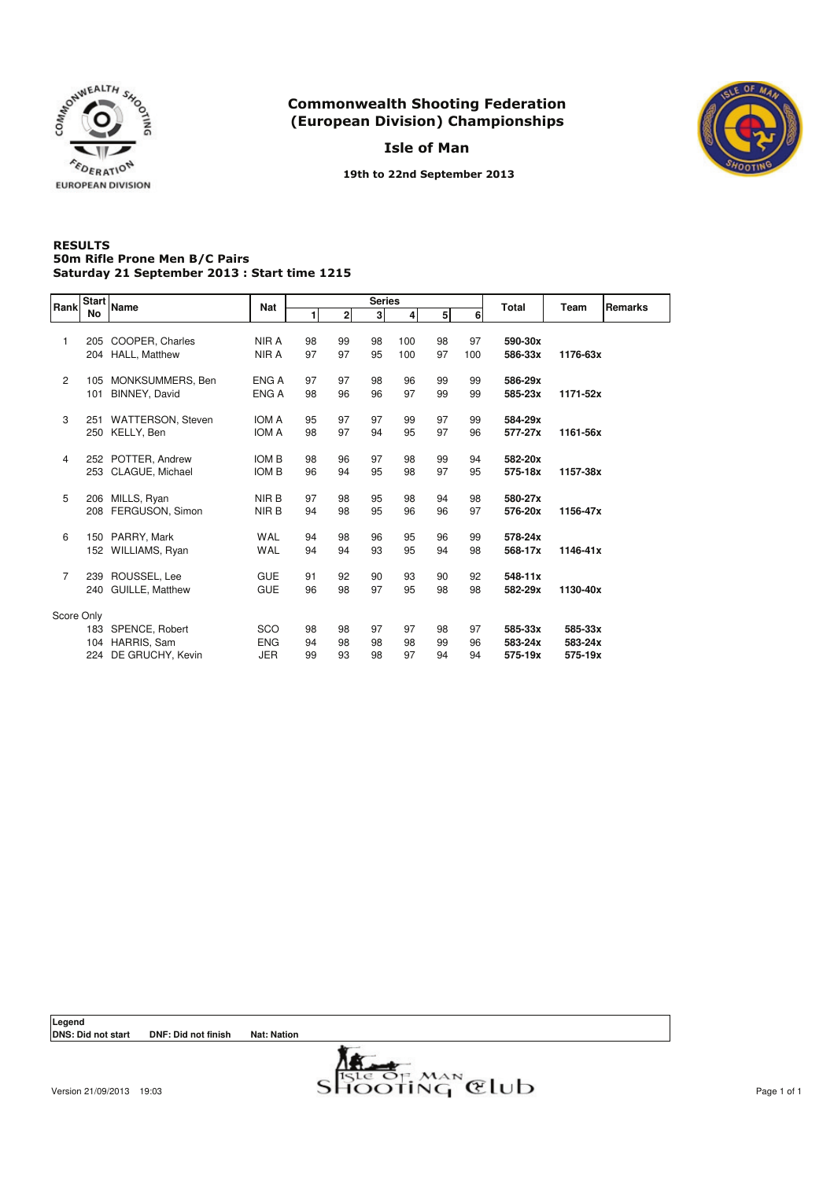# Commonwealth Shooting Federation (European Division) Championships

## Isle of Man

**19th to 22nd September 2013**

### RESULTS
### 50m Rifle Prone Men B/C Pairs
### Saturday 21 September 2013 : Start time 1215

| Rank | Start No | Name | Nat | Series 1 | 2 | 3 | 4 | 5 | 6 | Total | Team | Remarks |
|---|---|---|---|---|---|---|---|---|---|---|---|---|
| 1 | 205 | COOPER, Charles | NIR A | 98 | 99 | 98 | 100 | 98 | 97 | **590-30x** | | |
| | 204 | HALL, Matthew | NIR A | 97 | 97 | 95 | 100 | 97 | 100 | **586-33x** | **1176-63x** | |
| 2 | 105 | MONKSUMMERS, Ben | ENG A | 97 | 97 | 98 | 96 | 99 | 99 | **586-29x** | | |
| | 101 | BINNEY, David | ENG A | 98 | 96 | 96 | 97 | 99 | 99 | **585-23x** | **1171-52x** | |
| 3 | 251 | WATTERSON, Steven | IOM A | 95 | 97 | 97 | 99 | 97 | 99 | **584-29x** | | |
| | 250 | KELLY, Ben | IOM A | 98 | 97 | 94 | 95 | 97 | 96 | **577-27x** | **1161-56x** | |
| 4 | 252 | POTTER, Andrew | IOM B | 98 | 96 | 97 | 98 | 99 | 94 | **582-20x** | | |
| | 253 | CLAGUE, Michael | IOM B | 96 | 94 | 95 | 98 | 97 | 95 | **575-18x** | **1157-38x** | |
| 5 | 206 | MILLS, Ryan | NIR B | 97 | 98 | 95 | 98 | 94 | 98 | **580-27x** | | |
| | 208 | FERGUSON, Simon | NIR B | 94 | 98 | 95 | 96 | 96 | 97 | **576-20x** | **1156-47x** | |
| 6 | 150 | PARRY, Mark | WAL | 94 | 98 | 96 | 95 | 96 | 99 | **578-24x** | | |
| | 152 | WILLIAMS, Ryan | WAL | 94 | 94 | 93 | 95 | 94 | 98 | **568-17x** | **1146-41x** | |
| 7 | 239 | ROUSSEL, Lee | GUE | 91 | 92 | 90 | 93 | 90 | 92 | **548-11x** | | |
| | 240 | GUILLE, Matthew | GUE | 96 | 98 | 97 | 95 | 98 | 98 | **582-29x** | **1130-40x** | |
| Score Only | | | | | | | | | | | | |
| | 183 | SPENCE, Robert | SCO | 98 | 98 | 97 | 97 | 98 | 97 | **585-33x** | **585-33x** | |
| | 104 | HARRIS, Sam | ENG | 94 | 98 | 98 | 98 | 99 | 96 | **583-24x** | **583-24x** | |
| | 224 | DE GRUCHY, Kevin | JER | 99 | 93 | 98 | 97 | 94 | 94 | **575-19x** | **575-19x** | |

**Legend**
**DNS: Did not start** **DNF: Did not finish** **Nat: Nation**

Version 21/09/2013 19:03